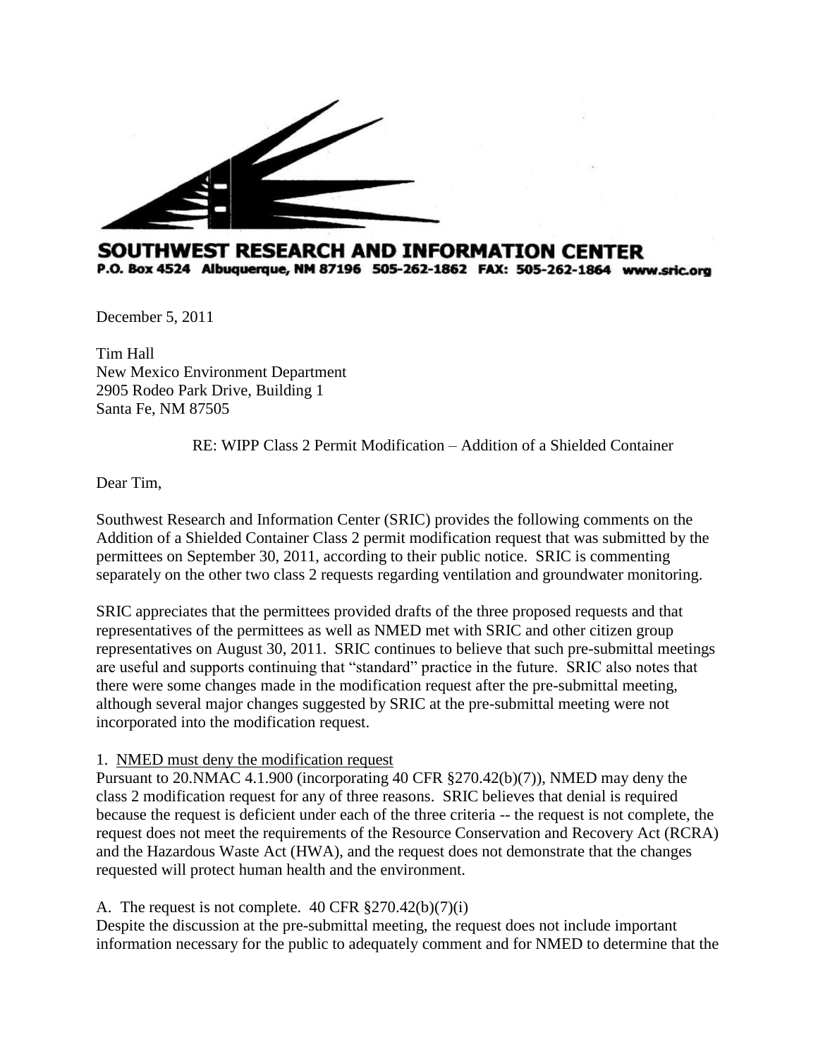**SOUTHWEST RESEARCH AND INFORMATION CENTER**
P.O. Box 4524 Albuquerque, NM 87196 505-262-1862 FAX: 505-262-1864 www.sric.org

December 5, 2011

Tim Hall
New Mexico Environment Department
2905 Rodeo Park Drive, Building 1
Santa Fe, NM 87505

RE: WIPP Class 2 Permit Modification – Addition of a Shielded Container

Dear Tim,

Southwest Research and Information Center (SRIC) provides the following comments on the Addition of a Shielded Container Class 2 permit modification request that was submitted by the permittees on September 30, 2011, according to their public notice. SRIC is commenting separately on the other two class 2 requests regarding ventilation and groundwater monitoring.

SRIC appreciates that the permittees provided drafts of the three proposed requests and that representatives of the permittees as well as NMED met with SRIC and other citizen group representatives on August 30, 2011. SRIC continues to believe that such pre-submittal meetings are useful and supports continuing that "standard" practice in the future. SRIC also notes that there were some changes made in the modification request after the pre-submittal meeting, although several major changes suggested by SRIC at the pre-submittal meeting were not incorporated into the modification request.

1. <u>NMED must deny the modification request</u>

Pursuant to 20.NMAC 4.1.900 (incorporating 40 CFR §270.42(b)(7)), NMED may deny the class 2 modification request for any of three reasons. SRIC believes that denial is required because the request is deficient under each of the three criteria -- the request is not complete, the request does not meet the requirements of the Resource Conservation and Recovery Act (RCRA) and the Hazardous Waste Act (HWA), and the request does not demonstrate that the changes requested will protect human health and the environment.

A. The request is not complete. 40 CFR §270.42(b)(7)(i)

Despite the discussion at the pre-submittal meeting, the request does not include important information necessary for the public to adequately comment and for NMED to determine that the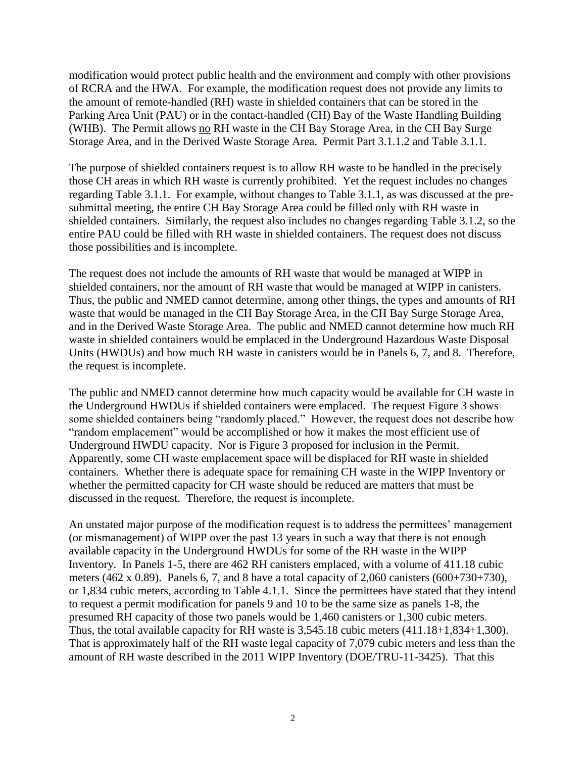modification would protect public health and the environment and comply with other provisions of RCRA and the HWA. For example, the modification request does not provide any limits to the amount of remote-handled (RH) waste in shielded containers that can be stored in the Parking Area Unit (PAU) or in the contact-handled (CH) Bay of the Waste Handling Building (WHB). The Permit allows no RH waste in the CH Bay Storage Area, in the CH Bay Surge Storage Area, and in the Derived Waste Storage Area. Permit Part 3.1.1.2 and Table 3.1.1.

The purpose of shielded containers request is to allow RH waste to be handled in the precisely those CH areas in which RH waste is currently prohibited. Yet the request includes no changes regarding Table 3.1.1. For example, without changes to Table 3.1.1, as was discussed at the pre-submittal meeting, the entire CH Bay Storage Area could be filled only with RH waste in shielded containers. Similarly, the request also includes no changes regarding Table 3.1.2, so the entire PAU could be filled with RH waste in shielded containers. The request does not discuss those possibilities and is incomplete.

The request does not include the amounts of RH waste that would be managed at WIPP in shielded containers, nor the amount of RH waste that would be managed at WIPP in canisters. Thus, the public and NMED cannot determine, among other things, the types and amounts of RH waste that would be managed in the CH Bay Storage Area, in the CH Bay Surge Storage Area, and in the Derived Waste Storage Area. The public and NMED cannot determine how much RH waste in shielded containers would be emplaced in the Underground Hazardous Waste Disposal Units (HWDUs) and how much RH waste in canisters would be in Panels 6, 7, and 8. Therefore, the request is incomplete.

The public and NMED cannot determine how much capacity would be available for CH waste in the Underground HWDUs if shielded containers were emplaced. The request Figure 3 shows some shielded containers being "randomly placed." However, the request does not describe how "random emplacement" would be accomplished or how it makes the most efficient use of Underground HWDU capacity. Nor is Figure 3 proposed for inclusion in the Permit. Apparently, some CH waste emplacement space will be displaced for RH waste in shielded containers. Whether there is adequate space for remaining CH waste in the WIPP Inventory or whether the permitted capacity for CH waste should be reduced are matters that must be discussed in the request. Therefore, the request is incomplete.

An unstated major purpose of the modification request is to address the permittees' management (or mismanagement) of WIPP over the past 13 years in such a way that there is not enough available capacity in the Underground HWDUs for some of the RH waste in the WIPP Inventory. In Panels 1-5, there are 462 RH canisters emplaced, with a volume of 411.18 cubic meters (462 x 0.89). Panels 6, 7, and 8 have a total capacity of 2,060 canisters (600+730+730), or 1,834 cubic meters, according to Table 4.1.1. Since the permittees have stated that they intend to request a permit modification for panels 9 and 10 to be the same size as panels 1-8, the presumed RH capacity of those two panels would be 1,460 canisters or 1,300 cubic meters. Thus, the total available capacity for RH waste is 3,545.18 cubic meters (411.18+1,834+1,300). That is approximately half of the RH waste legal capacity of 7,079 cubic meters and less than the amount of RH waste described in the 2011 WIPP Inventory (DOE/TRU-11-3425). That this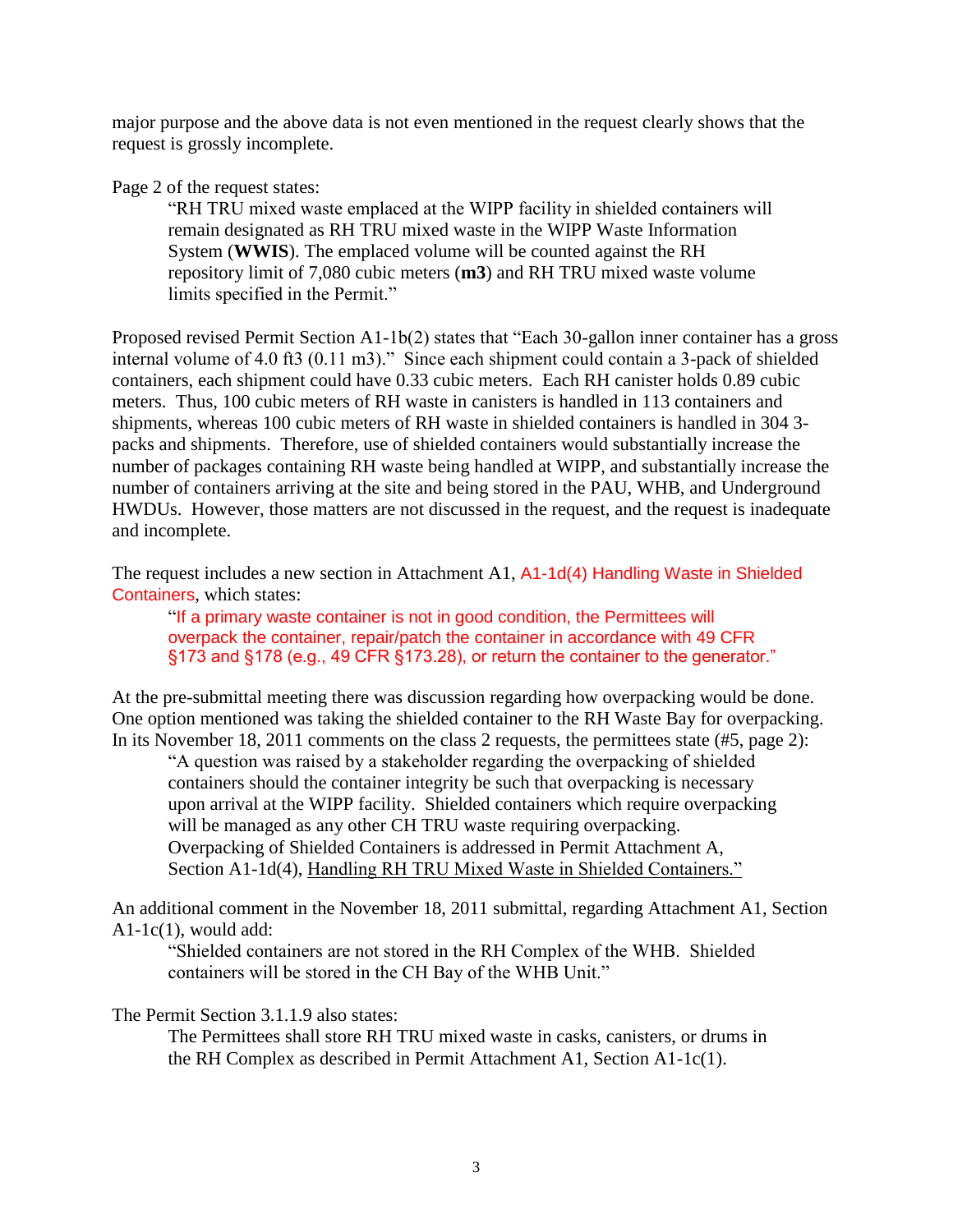major purpose and the above data is not even mentioned in the request clearly shows that the request is grossly incomplete.

Page 2 of the request states:

> "RH TRU mixed waste emplaced at the WIPP facility in shielded containers will remain designated as RH TRU mixed waste in the WIPP Waste Information System (**WWIS**). The emplaced volume will be counted against the RH repository limit of 7,080 cubic meters (**m3**) and RH TRU mixed waste volume limits specified in the Permit."

Proposed revised Permit Section A1-1b(2) states that "Each 30-gallon inner container has a gross internal volume of 4.0 ft3 (0.11 m3)." Since each shipment could contain a 3-pack of shielded containers, each shipment could have 0.33 cubic meters. Each RH canister holds 0.89 cubic meters. Thus, 100 cubic meters of RH waste in canisters is handled in 113 containers and shipments, whereas 100 cubic meters of RH waste in shielded containers is handled in 304 3-packs and shipments. Therefore, use of shielded containers would substantially increase the number of packages containing RH waste being handled at WIPP, and substantially increase the number of containers arriving at the site and being stored in the PAU, WHB, and Underground HWDUs. However, those matters are not discussed in the request, and the request is inadequate and incomplete.

The request includes a new section in Attachment A1, A1-1d(4) Handling Waste in Shielded Containers, which states:

> "If a primary waste container is not in good condition, the Permittees will overpack the container, repair/patch the container in accordance with 49 CFR §173 and §178 (e.g., 49 CFR §173.28), or return the container to the generator."

At the pre-submittal meeting there was discussion regarding how overpacking would be done. One option mentioned was taking the shielded container to the RH Waste Bay for overpacking. In its November 18, 2011 comments on the class 2 requests, the permittees state (#5, page 2):

> "A question was raised by a stakeholder regarding the overpacking of shielded containers should the container integrity be such that overpacking is necessary upon arrival at the WIPP facility. Shielded containers which require overpacking will be managed as any other CH TRU waste requiring overpacking. Overpacking of Shielded Containers is addressed in Permit Attachment A, Section A1-1d(4), Handling RH TRU Mixed Waste in Shielded Containers."

An additional comment in the November 18, 2011 submittal, regarding Attachment A1, Section A1-1c(1), would add:

> "Shielded containers are not stored in the RH Complex of the WHB. Shielded containers will be stored in the CH Bay of the WHB Unit."

The Permit Section 3.1.1.9 also states:

> The Permittees shall store RH TRU mixed waste in casks, canisters, or drums in the RH Complex as described in Permit Attachment A1, Section A1-1c(1).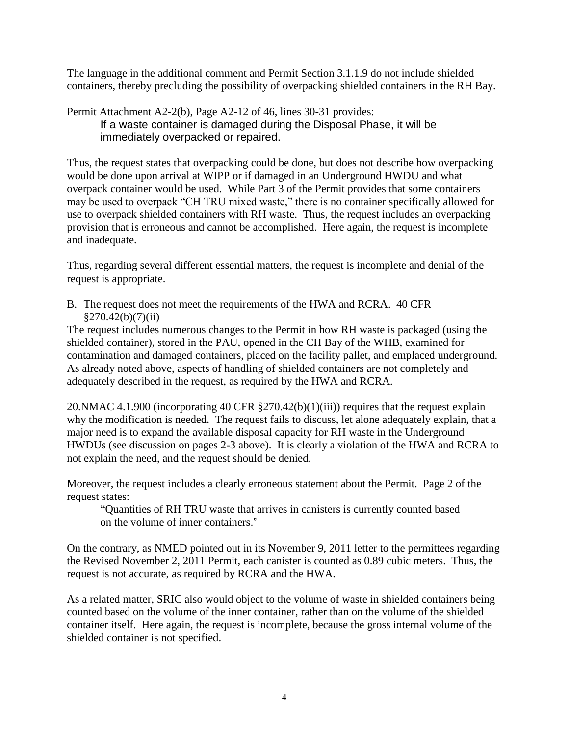The language in the additional comment and Permit Section 3.1.1.9 do not include shielded containers, thereby precluding the possibility of overpacking shielded containers in the RH Bay.

Permit Attachment A2-2(b), Page A2-12 of 46, lines 30-31 provides:

> If a waste container is damaged during the Disposal Phase, it will be immediately overpacked or repaired.

Thus, the request states that overpacking could be done, but does not describe how overpacking would be done upon arrival at WIPP or if damaged in an Underground HWDU and what overpack container would be used. While Part 3 of the Permit provides that some containers may be used to overpack "CH TRU mixed waste," there is no container specifically allowed for use to overpack shielded containers with RH waste. Thus, the request includes an overpacking provision that is erroneous and cannot be accomplished. Here again, the request is incomplete and inadequate.

Thus, regarding several different essential matters, the request is incomplete and denial of the request is appropriate.

B. The request does not meet the requirements of the HWA and RCRA. 40 CFR §270.42(b)(7)(ii)

The request includes numerous changes to the Permit in how RH waste is packaged (using the shielded container), stored in the PAU, opened in the CH Bay of the WHB, examined for contamination and damaged containers, placed on the facility pallet, and emplaced underground. As already noted above, aspects of handling of shielded containers are not completely and adequately described in the request, as required by the HWA and RCRA.

20.NMAC 4.1.900 (incorporating 40 CFR §270.42(b)(1)(iii)) requires that the request explain why the modification is needed. The request fails to discuss, let alone adequately explain, that a major need is to expand the available disposal capacity for RH waste in the Underground HWDUs (see discussion on pages 2-3 above). It is clearly a violation of the HWA and RCRA to not explain the need, and the request should be denied.

Moreover, the request includes a clearly erroneous statement about the Permit. Page 2 of the request states:

> "Quantities of RH TRU waste that arrives in canisters is currently counted based on the volume of inner containers."

On the contrary, as NMED pointed out in its November 9, 2011 letter to the permittees regarding the Revised November 2, 2011 Permit, each canister is counted as 0.89 cubic meters. Thus, the request is not accurate, as required by RCRA and the HWA.

As a related matter, SRIC also would object to the volume of waste in shielded containers being counted based on the volume of the inner container, rather than on the volume of the shielded container itself. Here again, the request is incomplete, because the gross internal volume of the shielded container is not specified.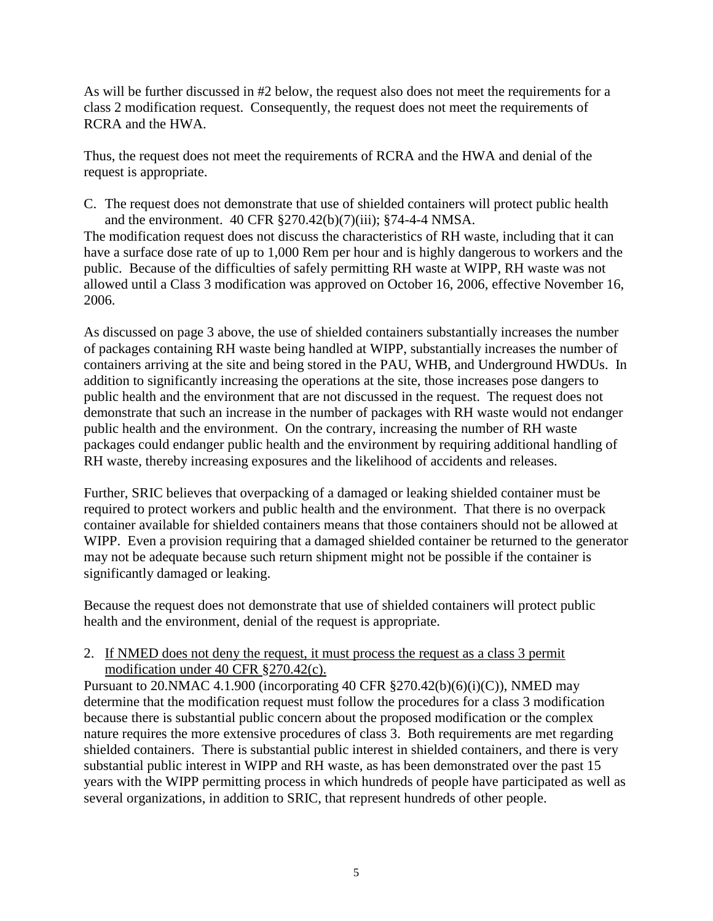As will be further discussed in #2 below, the request also does not meet the requirements for a class 2 modification request. Consequently, the request does not meet the requirements of RCRA and the HWA.

Thus, the request does not meet the requirements of RCRA and the HWA and denial of the request is appropriate.

C. The request does not demonstrate that use of shielded containers will protect public health and the environment. 40 CFR §270.42(b)(7)(iii); §74-4-4 NMSA.

The modification request does not discuss the characteristics of RH waste, including that it can have a surface dose rate of up to 1,000 Rem per hour and is highly dangerous to workers and the public. Because of the difficulties of safely permitting RH waste at WIPP, RH waste was not allowed until a Class 3 modification was approved on October 16, 2006, effective November 16, 2006.

As discussed on page 3 above, the use of shielded containers substantially increases the number of packages containing RH waste being handled at WIPP, substantially increases the number of containers arriving at the site and being stored in the PAU, WHB, and Underground HWDUs. In addition to significantly increasing the operations at the site, those increases pose dangers to public health and the environment that are not discussed in the request. The request does not demonstrate that such an increase in the number of packages with RH waste would not endanger public health and the environment. On the contrary, increasing the number of RH waste packages could endanger public health and the environment by requiring additional handling of RH waste, thereby increasing exposures and the likelihood of accidents and releases.

Further, SRIC believes that overpacking of a damaged or leaking shielded container must be required to protect workers and public health and the environment. That there is no overpack container available for shielded containers means that those containers should not be allowed at WIPP. Even a provision requiring that a damaged shielded container be returned to the generator may not be adequate because such return shipment might not be possible if the container is significantly damaged or leaking.

Because the request does not demonstrate that use of shielded containers will protect public health and the environment, denial of the request is appropriate.

2. <u>If NMED does not deny the request, it must process the request as a class 3 permit modification under 40 CFR §270.42(c).</u>

Pursuant to 20.NMAC 4.1.900 (incorporating 40 CFR §270.42(b)(6)(i)(C)), NMED may determine that the modification request must follow the procedures for a class 3 modification because there is substantial public concern about the proposed modification or the complex nature requires the more extensive procedures of class 3. Both requirements are met regarding shielded containers. There is substantial public interest in shielded containers, and there is very substantial public interest in WIPP and RH waste, as has been demonstrated over the past 15 years with the WIPP permitting process in which hundreds of people have participated as well as several organizations, in addition to SRIC, that represent hundreds of other people.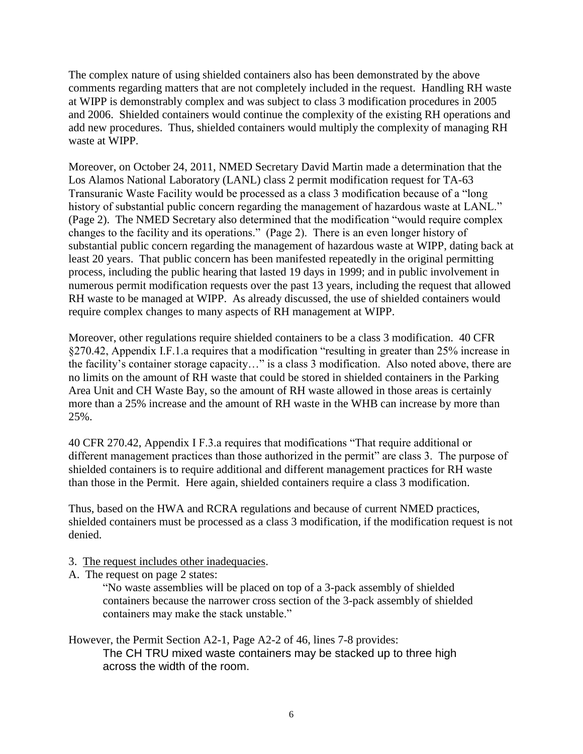The complex nature of using shielded containers also has been demonstrated by the above comments regarding matters that are not completely included in the request. Handling RH waste at WIPP is demonstrably complex and was subject to class 3 modification procedures in 2005 and 2006. Shielded containers would continue the complexity of the existing RH operations and add new procedures. Thus, shielded containers would multiply the complexity of managing RH waste at WIPP.

Moreover, on October 24, 2011, NMED Secretary David Martin made a determination that the Los Alamos National Laboratory (LANL) class 2 permit modification request for TA-63 Transuranic Waste Facility would be processed as a class 3 modification because of a "long history of substantial public concern regarding the management of hazardous waste at LANL." (Page 2). The NMED Secretary also determined that the modification "would require complex changes to the facility and its operations." (Page 2). There is an even longer history of substantial public concern regarding the management of hazardous waste at WIPP, dating back at least 20 years. That public concern has been manifested repeatedly in the original permitting process, including the public hearing that lasted 19 days in 1999; and in public involvement in numerous permit modification requests over the past 13 years, including the request that allowed RH waste to be managed at WIPP. As already discussed, the use of shielded containers would require complex changes to many aspects of RH management at WIPP.

Moreover, other regulations require shielded containers to be a class 3 modification. 40 CFR §270.42, Appendix I.F.1.a requires that a modification "resulting in greater than 25% increase in the facility's container storage capacity…" is a class 3 modification. Also noted above, there are no limits on the amount of RH waste that could be stored in shielded containers in the Parking Area Unit and CH Waste Bay, so the amount of RH waste allowed in those areas is certainly more than a 25% increase and the amount of RH waste in the WHB can increase by more than 25%.

40 CFR 270.42, Appendix I F.3.a requires that modifications "That require additional or different management practices than those authorized in the permit" are class 3. The purpose of shielded containers is to require additional and different management practices for RH waste than those in the Permit. Here again, shielded containers require a class 3 modification.

Thus, based on the HWA and RCRA regulations and because of current NMED practices, shielded containers must be processed as a class 3 modification, if the modification request is not denied.

3. <u>The request includes other inadequacies</u>.

A. The request on page 2 states:

> "No waste assemblies will be placed on top of a 3-pack assembly of shielded containers because the narrower cross section of the 3-pack assembly of shielded containers may make the stack unstable."

However, the Permit Section A2-1, Page A2-2 of 46, lines 7-8 provides:

> The CH TRU mixed waste containers may be stacked up to three high across the width of the room.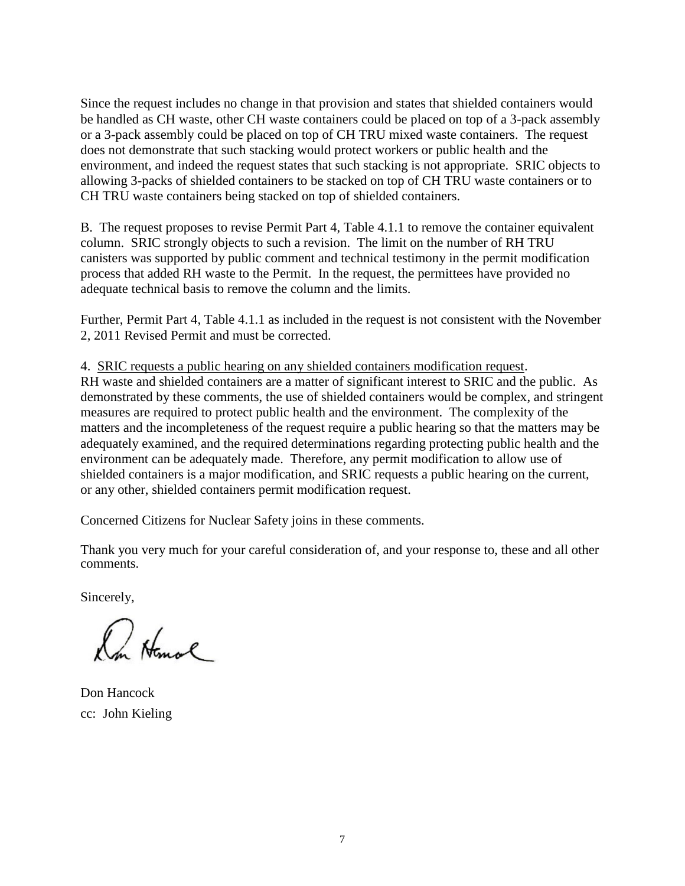Since the request includes no change in that provision and states that shielded containers would be handled as CH waste, other CH waste containers could be placed on top of a 3-pack assembly or a 3-pack assembly could be placed on top of CH TRU mixed waste containers. The request does not demonstrate that such stacking would protect workers or public health and the environment, and indeed the request states that such stacking is not appropriate. SRIC objects to allowing 3-packs of shielded containers to be stacked on top of CH TRU waste containers or to CH TRU waste containers being stacked on top of shielded containers.

B. The request proposes to revise Permit Part 4, Table 4.1.1 to remove the container equivalent column. SRIC strongly objects to such a revision. The limit on the number of RH TRU canisters was supported by public comment and technical testimony in the permit modification process that added RH waste to the Permit. In the request, the permittees have provided no adequate technical basis to remove the column and the limits.

Further, Permit Part 4, Table 4.1.1 as included in the request is not consistent with the November 2, 2011 Revised Permit and must be corrected.

4. <u>SRIC requests a public hearing on any shielded containers modification request</u>.
RH waste and shielded containers are a matter of significant interest to SRIC and the public. As demonstrated by these comments, the use of shielded containers would be complex, and stringent measures are required to protect public health and the environment. The complexity of the matters and the incompleteness of the request require a public hearing so that the matters may be adequately examined, and the required determinations regarding protecting public health and the environment can be adequately made. Therefore, any permit modification to allow use of shielded containers is a major modification, and SRIC requests a public hearing on the current, or any other, shielded containers permit modification request.

Concerned Citizens for Nuclear Safety joins in these comments.

Thank you very much for your careful consideration of, and your response to, these and all other comments.

Sincerely,

Don Hancock
cc: John Kieling